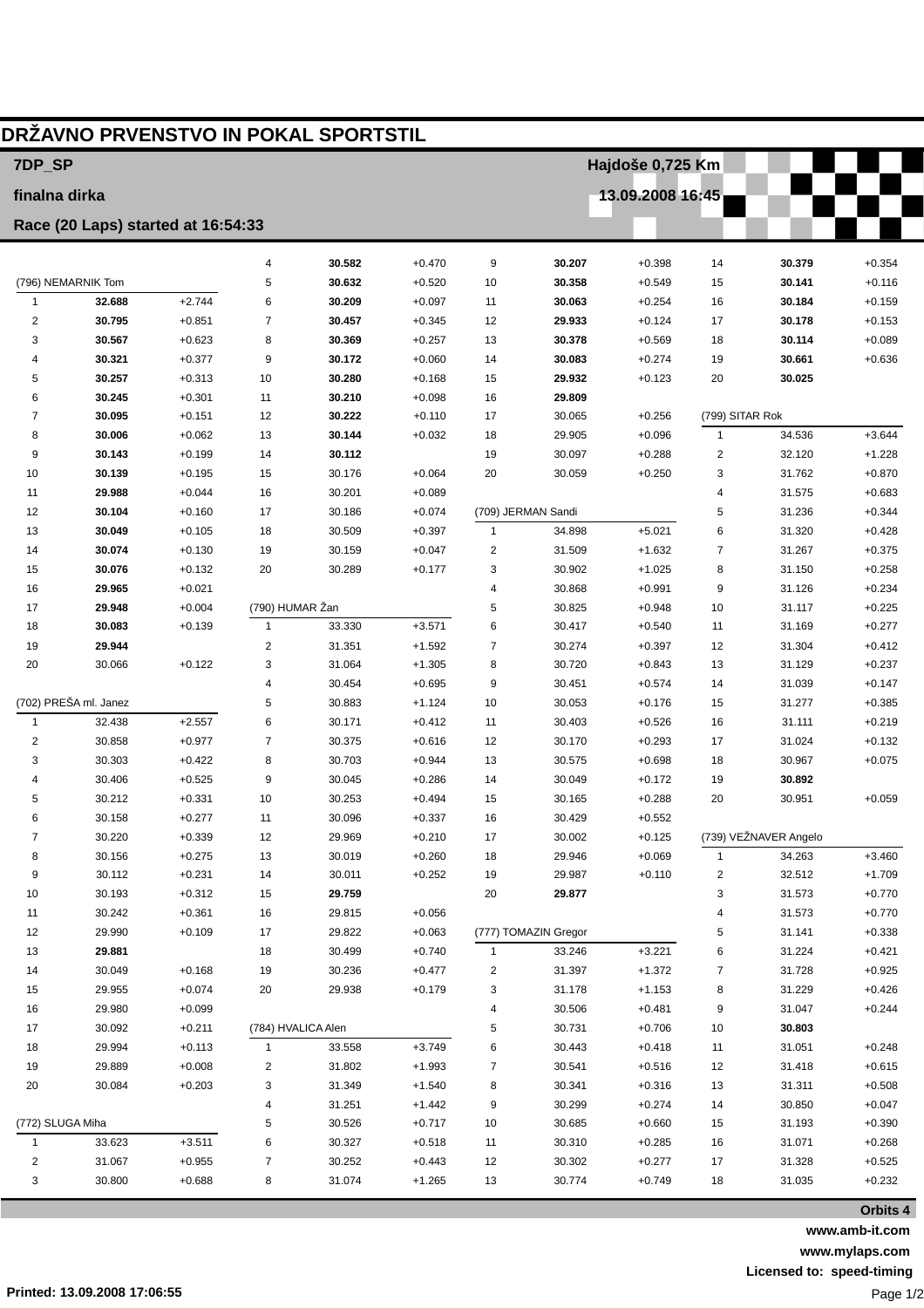# DRŽAVNO PRVENSTVO IN POKAL SPORTSTIL

**7DP_SP** — **Hajdoše 0,725 Km**

**finalna dirka** — **13.09.2008 16:45**

**Race (20 Laps) started at 16:54:33**

### (796) NEMARNIK Tom

| Lap | Time | Diff |
|---|---|---|
| 1 | **32.688** | +2.744 |
| 2 | **30.795** | +0.851 |
| 3 | **30.567** | +0.623 |
| 4 | **30.321** | +0.377 |
| 5 | **30.257** | +0.313 |
| 6 | **30.245** | +0.301 |
| 7 | **30.095** | +0.151 |
| 8 | **30.006** | +0.062 |
| 9 | **30.143** | +0.199 |
| 10 | **30.139** | +0.195 |
| 11 | **29.988** | +0.044 |
| 12 | **30.104** | +0.160 |
| 13 | **30.049** | +0.105 |
| 14 | **30.074** | +0.130 |
| 15 | **30.076** | +0.132 |
| 16 | **29.965** | +0.021 |
| 17 | **29.948** | +0.004 |
| 18 | **30.083** | +0.139 |
| 19 | **29.944** | |
| 20 | 30.066 | +0.122 |

### (702) PREŠA ml. Janez

| Lap | Time | Diff |
|---|---|---|
| 1 | 32.438 | +2.557 |
| 2 | 30.858 | +0.977 |
| 3 | 30.303 | +0.422 |
| 4 | 30.406 | +0.525 |
| 5 | 30.212 | +0.331 |
| 6 | 30.158 | +0.277 |
| 7 | 30.220 | +0.339 |
| 8 | 30.156 | +0.275 |
| 9 | 30.112 | +0.231 |
| 10 | 30.193 | +0.312 |
| 11 | 30.242 | +0.361 |
| 12 | 29.990 | +0.109 |
| 13 | **29.881** | |
| 14 | 30.049 | +0.168 |
| 15 | 29.955 | +0.074 |
| 16 | 29.980 | +0.099 |
| 17 | 30.092 | +0.211 |
| 18 | 29.994 | +0.113 |
| 19 | 29.889 | +0.008 |
| 20 | 30.084 | +0.203 |

### (772) SLUGA Miha

| Lap | Time | Diff |
|---|---|---|
| 1 | 33.623 | +3.511 |
| 2 | 31.067 | +0.955 |
| 3 | 30.800 | +0.688 |
| 4 | **30.582** | +0.470 |
| 5 | **30.632** | +0.520 |
| 6 | **30.209** | +0.097 |
| 7 | **30.457** | +0.345 |
| 8 | **30.369** | +0.257 |
| 9 | **30.172** | +0.060 |
| 10 | **30.280** | +0.168 |
| 11 | **30.210** | +0.098 |
| 12 | **30.222** | +0.110 |
| 13 | **30.144** | +0.032 |
| 14 | **30.112** | |
| 15 | 30.176 | +0.064 |
| 16 | 30.201 | +0.089 |
| 17 | 30.186 | +0.074 |
| 18 | 30.509 | +0.397 |
| 19 | 30.159 | +0.047 |
| 20 | 30.289 | +0.177 |

### (790) HUMAR Žan

| Lap | Time | Diff |
|---|---|---|
| 1 | 33.330 | +3.571 |
| 2 | 31.351 | +1.592 |
| 3 | 31.064 | +1.305 |
| 4 | 30.454 | +0.695 |
| 5 | 30.883 | +1.124 |
| 6 | 30.171 | +0.412 |
| 7 | 30.375 | +0.616 |
| 8 | 30.703 | +0.944 |
| 9 | 30.045 | +0.286 |
| 10 | 30.253 | +0.494 |
| 11 | 30.096 | +0.337 |
| 12 | 29.969 | +0.210 |
| 13 | 30.019 | +0.260 |
| 14 | 30.011 | +0.252 |
| 15 | **29.759** | |
| 16 | 29.815 | +0.056 |
| 17 | 29.822 | +0.063 |
| 18 | 30.499 | +0.740 |
| 19 | 30.236 | +0.477 |
| 20 | 29.938 | +0.179 |

### (784) HVALICA Alen

| Lap | Time | Diff |
|---|---|---|
| 1 | 33.558 | +3.749 |
| 2 | 31.802 | +1.993 |
| 3 | 31.349 | +1.540 |
| 4 | 31.251 | +1.442 |
| 5 | 30.526 | +0.717 |
| 6 | 30.327 | +0.518 |
| 7 | 30.252 | +0.443 |
| 8 | 31.074 | +1.265 |
| 9 | **30.207** | +0.398 |
| 10 | **30.358** | +0.549 |
| 11 | **30.063** | +0.254 |
| 12 | **29.933** | +0.124 |
| 13 | **30.378** | +0.569 |
| 14 | **30.083** | +0.274 |
| 15 | **29.932** | +0.123 |
| 16 | **29.809** | |
| 17 | 30.065 | +0.256 |
| 18 | 29.905 | +0.096 |
| 19 | 30.097 | +0.288 |
| 20 | 30.059 | +0.250 |

### (709) JERMAN Sandi

| Lap | Time | Diff |
|---|---|---|
| 1 | 34.898 | +5.021 |
| 2 | 31.509 | +1.632 |
| 3 | 30.902 | +1.025 |
| 4 | 30.868 | +0.991 |
| 5 | 30.825 | +0.948 |
| 6 | 30.417 | +0.540 |
| 7 | 30.274 | +0.397 |
| 8 | 30.720 | +0.843 |
| 9 | 30.451 | +0.574 |
| 10 | 30.053 | +0.176 |
| 11 | 30.403 | +0.526 |
| 12 | 30.170 | +0.293 |
| 13 | 30.575 | +0.698 |
| 14 | 30.049 | +0.172 |
| 15 | 30.165 | +0.288 |
| 16 | 30.429 | +0.552 |
| 17 | 30.002 | +0.125 |
| 18 | 29.946 | +0.069 |
| 19 | 29.987 | +0.110 |
| 20 | **29.877** | |

### (777) TOMAZIN Gregor

| Lap | Time | Diff |
|---|---|---|
| 1 | 33.246 | +3.221 |
| 2 | 31.397 | +1.372 |
| 3 | 31.178 | +1.153 |
| 4 | 30.506 | +0.481 |
| 5 | 30.731 | +0.706 |
| 6 | 30.443 | +0.418 |
| 7 | 30.541 | +0.516 |
| 8 | 30.341 | +0.316 |
| 9 | 30.299 | +0.274 |
| 10 | 30.685 | +0.660 |
| 11 | 30.310 | +0.285 |
| 12 | 30.302 | +0.277 |
| 13 | 30.774 | +0.749 |
| 14 | **30.379** | +0.354 |
| 15 | **30.141** | +0.116 |
| 16 | **30.184** | +0.159 |
| 17 | **30.178** | +0.153 |
| 18 | **30.114** | +0.089 |
| 19 | **30.661** | +0.636 |
| 20 | **30.025** | |

### (799) SITAR Rok

| Lap | Time | Diff |
|---|---|---|
| 1 | 34.536 | +3.644 |
| 2 | 32.120 | +1.228 |
| 3 | 31.762 | +0.870 |
| 4 | 31.575 | +0.683 |
| 5 | 31.236 | +0.344 |
| 6 | 31.320 | +0.428 |
| 7 | 31.267 | +0.375 |
| 8 | 31.150 | +0.258 |
| 9 | 31.126 | +0.234 |
| 10 | 31.117 | +0.225 |
| 11 | 31.169 | +0.277 |
| 12 | 31.304 | +0.412 |
| 13 | 31.129 | +0.237 |
| 14 | 31.039 | +0.147 |
| 15 | 31.277 | +0.385 |
| 16 | 31.111 | +0.219 |
| 17 | 31.024 | +0.132 |
| 18 | 30.967 | +0.075 |
| 19 | **30.892** | |
| 20 | 30.951 | +0.059 |

### (739) VEŽNAVER Angelo

| Lap | Time | Diff |
|---|---|---|
| 1 | 34.263 | +3.460 |
| 2 | 32.512 | +1.709 |
| 3 | 31.573 | +0.770 |
| 4 | 31.573 | +0.770 |
| 5 | 31.141 | +0.338 |
| 6 | 31.224 | +0.421 |
| 7 | 31.728 | +0.925 |
| 8 | 31.229 | +0.426 |
| 9 | 31.047 | +0.244 |
| 10 | **30.803** | |
| 11 | 31.051 | +0.248 |
| 12 | 31.418 | +0.615 |
| 13 | 31.311 | +0.508 |
| 14 | 30.850 | +0.047 |
| 15 | 31.193 | +0.390 |
| 16 | 31.071 | +0.268 |
| 17 | 31.328 | +0.525 |
| 18 | 31.035 | +0.232 |

**Orbits 4**

**www.amb-it.com**

**www.mylaps.com**

**Licensed to: speed-timing**

**Printed: 13.09.2008 17:06:55**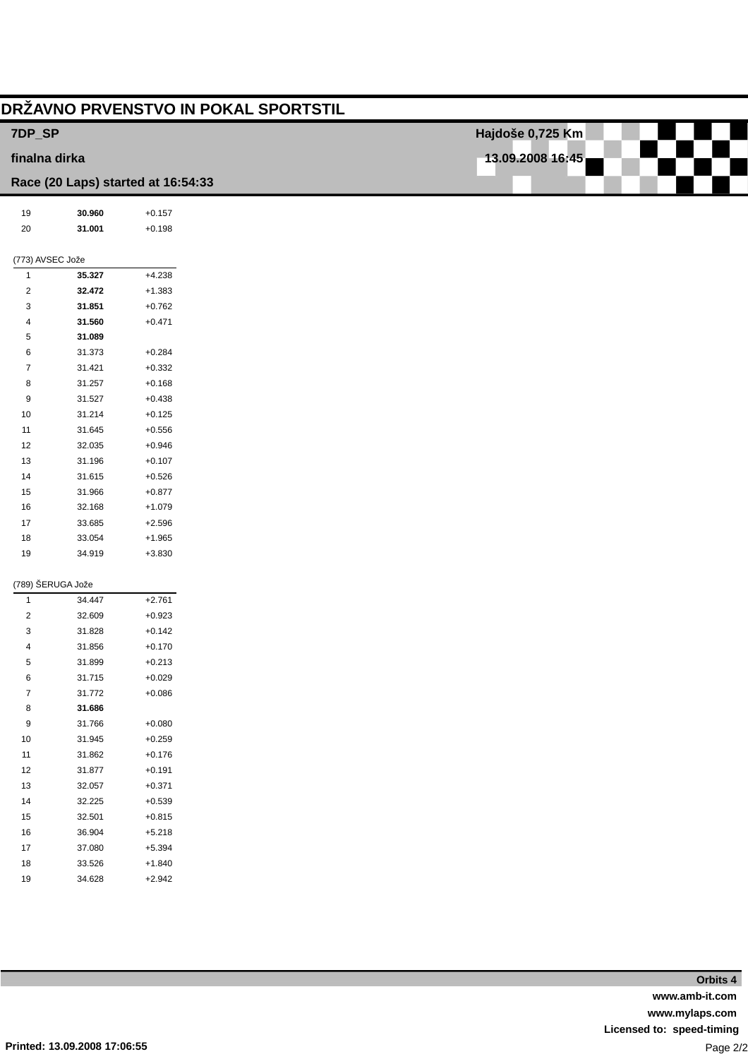# DRŽAVNO PRVENSTVO IN POKAL SPORTSTIL

**7DP_SP** Hajdoše 0,725 Km

**finalna dirka** 13.09.2008 16:45

**Race (20 Laps) started at 16:54:33**

| | | |
|---|---|---|
| 19 | **30.960** | +0.157 |
| 20 | **31.001** | +0.198 |

(773) AVSEC Jože

| | | |
|---|---|---|
| 1 | **35.327** | +4.238 |
| 2 | **32.472** | +1.383 |
| 3 | **31.851** | +0.762 |
| 4 | **31.560** | +0.471 |
| 5 | **31.089** | |
| 6 | 31.373 | +0.284 |
| 7 | 31.421 | +0.332 |
| 8 | 31.257 | +0.168 |
| 9 | 31.527 | +0.438 |
| 10 | 31.214 | +0.125 |
| 11 | 31.645 | +0.556 |
| 12 | 32.035 | +0.946 |
| 13 | 31.196 | +0.107 |
| 14 | 31.615 | +0.526 |
| 15 | 31.966 | +0.877 |
| 16 | 32.168 | +1.079 |
| 17 | 33.685 | +2.596 |
| 18 | 33.054 | +1.965 |
| 19 | 34.919 | +3.830 |

(789) ŠERUGA Jože

| | | |
|---|---|---|
| 1 | 34.447 | +2.761 |
| 2 | 32.609 | +0.923 |
| 3 | 31.828 | +0.142 |
| 4 | 31.856 | +0.170 |
| 5 | 31.899 | +0.213 |
| 6 | 31.715 | +0.029 |
| 7 | 31.772 | +0.086 |
| 8 | **31.686** | |
| 9 | 31.766 | +0.080 |
| 10 | 31.945 | +0.259 |
| 11 | 31.862 | +0.176 |
| 12 | 31.877 | +0.191 |
| 13 | 32.057 | +0.371 |
| 14 | 32.225 | +0.539 |
| 15 | 32.501 | +0.815 |
| 16 | 36.904 | +5.218 |
| 17 | 37.080 | +5.394 |
| 18 | 33.526 | +1.840 |
| 19 | 34.628 | +2.942 |

**Orbits 4**
**www.amb-it.com**
**www.mylaps.com**
**Licensed to: speed-timing**

**Printed: 13.09.2008 17:06:55**